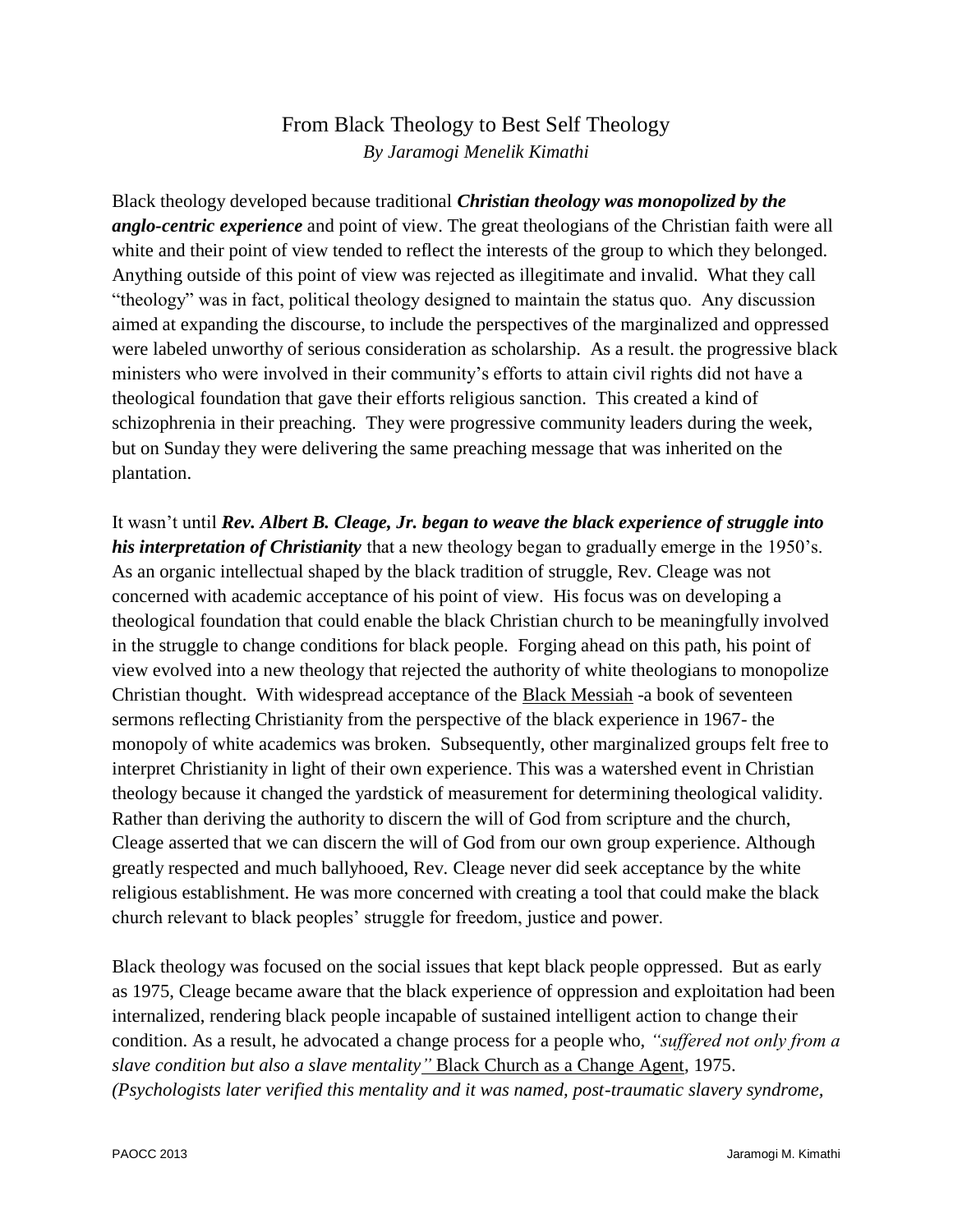# From Black Theology to Best Self Theology

*By Jaramogi Menelik Kimathi*

Black theology developed because traditional ***Christian theology was monopolized by the anglo-centric experience*** and point of view. The great theologians of the Christian faith were all white and their point of view tended to reflect the interests of the group to which they belonged. Anything outside of this point of view was rejected as illegitimate and invalid. What they call "theology" was in fact, political theology designed to maintain the status quo. Any discussion aimed at expanding the discourse, to include the perspectives of the marginalized and oppressed were labeled unworthy of serious consideration as scholarship. As a result. the progressive black ministers who were involved in their community's efforts to attain civil rights did not have a theological foundation that gave their efforts religious sanction. This created a kind of schizophrenia in their preaching. They were progressive community leaders during the week, but on Sunday they were delivering the same preaching message that was inherited on the plantation.

It wasn't until ***Rev. Albert B. Cleage, Jr. began to weave the black experience of struggle into his interpretation of Christianity*** that a new theology began to gradually emerge in the 1950's. As an organic intellectual shaped by the black tradition of struggle, Rev. Cleage was not concerned with academic acceptance of his point of view. His focus was on developing a theological foundation that could enable the black Christian church to be meaningfully involved in the struggle to change conditions for black people. Forging ahead on this path, his point of view evolved into a new theology that rejected the authority of white theologians to monopolize Christian thought. With widespread acceptance of the <u>Black Messiah</u> -a book of seventeen sermons reflecting Christianity from the perspective of the black experience in 1967- the monopoly of white academics was broken. Subsequently, other marginalized groups felt free to interpret Christianity in light of their own experience. This was a watershed event in Christian theology because it changed the yardstick of measurement for determining theological validity. Rather than deriving the authority to discern the will of God from scripture and the church, Cleage asserted that we can discern the will of God from our own group experience. Although greatly respected and much ballyhooed, Rev. Cleage never did seek acceptance by the white religious establishment. He was more concerned with creating a tool that could make the black church relevant to black peoples' struggle for freedom, justice and power.

Black theology was focused on the social issues that kept black people oppressed. But as early as 1975, Cleage became aware that the black experience of oppression and exploitation had been internalized, rendering black people incapable of sustained intelligent action to change their condition. As a result, he advocated a change process for a people who, *"suffered not only from a slave condition but also a slave mentality"* <u>Black Church as a Change Agent</u>, 1975. *(Psychologists later verified this mentality and it was named, post-traumatic slavery syndrome,*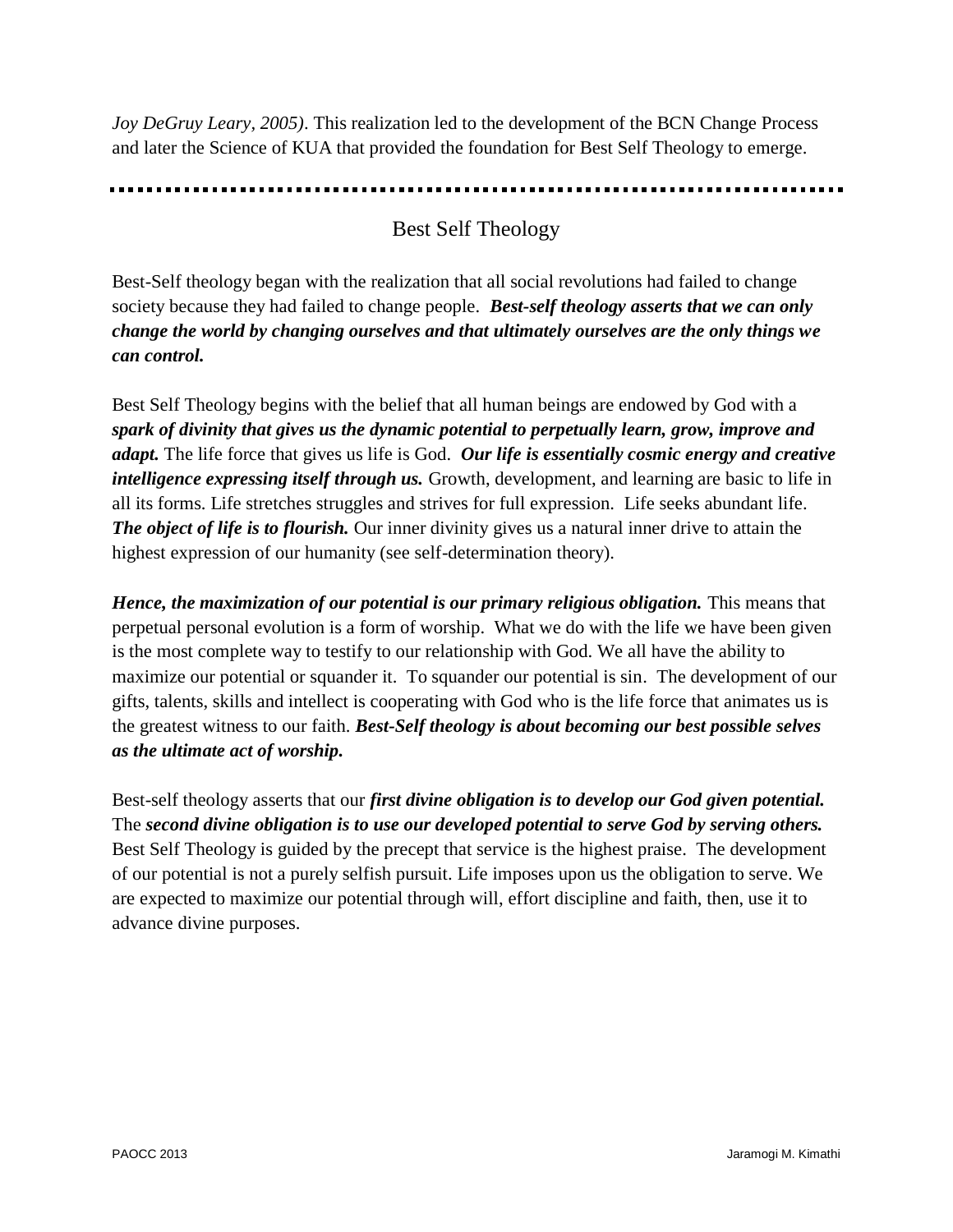*Joy DeGruy Leary, 2005)*. This realization led to the development of the BCN Change Process and later the Science of KUA that provided the foundation for Best Self Theology to emerge.

---

## Best Self Theology

Best-Self theology began with the realization that all social revolutions had failed to change society because they had failed to change people. ***Best-self theology asserts that we can only change the world by changing ourselves and that ultimately ourselves are the only things we can control.***

Best Self Theology begins with the belief that all human beings are endowed by God with a ***spark of divinity that gives us the dynamic potential to perpetually learn, grow, improve and adapt.*** The life force that gives us life is God. ***Our life is essentially cosmic energy and creative intelligence expressing itself through us.*** Growth, development, and learning are basic to life in all its forms. Life stretches struggles and strives for full expression. Life seeks abundant life. ***The object of life is to flourish.*** Our inner divinity gives us a natural inner drive to attain the highest expression of our humanity (see self-determination theory).

***Hence, the maximization of our potential is our primary religious obligation.*** This means that perpetual personal evolution is a form of worship. What we do with the life we have been given is the most complete way to testify to our relationship with God. We all have the ability to maximize our potential or squander it. To squander our potential is sin. The development of our gifts, talents, skills and intellect is cooperating with God who is the life force that animates us is the greatest witness to our faith. ***Best-Self theology is about becoming our best possible selves as the ultimate act of worship.***

Best-self theology asserts that our ***first divine obligation is to develop our God given potential.*** The ***second divine obligation is to use our developed potential to serve God by serving others.*** Best Self Theology is guided by the precept that service is the highest praise. The development of our potential is not a purely selfish pursuit. Life imposes upon us the obligation to serve. We are expected to maximize our potential through will, effort discipline and faith, then, use it to advance divine purposes.